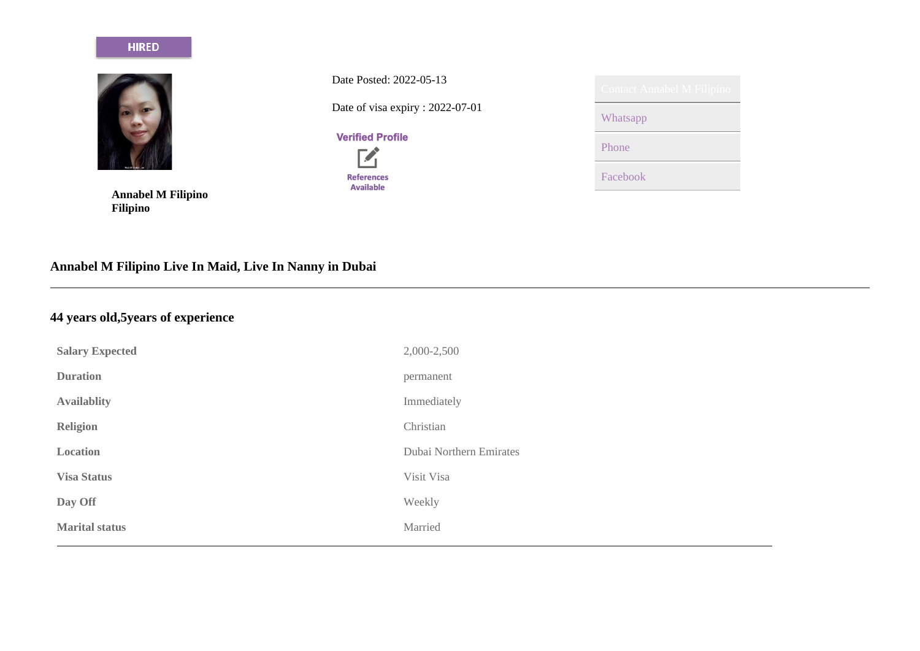HIRED

Date Posted: 2022-05-13

Date of visa expiry : 2022-07-01

Verified Profile

References Available

Contact Annabel M Filipino

Whatsapp

Phone

Facebook

**Annabel M Filipino**
**Filipino**

### Annabel M Filipino Live In Maid, Live In Nanny in Dubai

---

### 44 years old,5years of experience

| | |
|---|---|
| **Salary Expected** | 2,000-2,500 |
| **Duration** | permanent |
| **Availablity** | Immediately |
| **Religion** | Christian |
| **Location** | Dubai Northern Emirates |
| **Visa Status** | Visit Visa |
| **Day Off** | Weekly |
| **Marital status** | Married |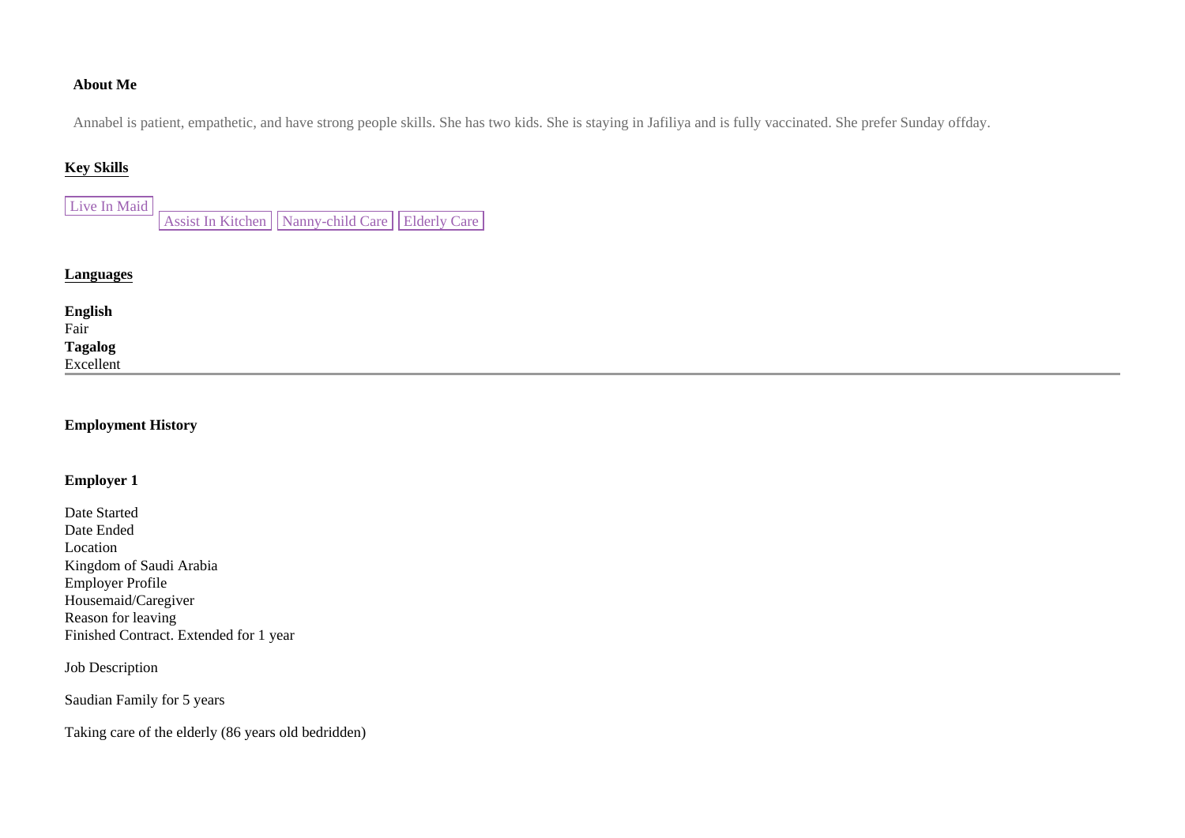**About Me**

Annabel is patient, empathetic, and have strong people skills. She has two kids. She is staying in Jafiliya and is fully vaccinated. She prefer Sunday offday.

**Key Skills**

Live In Maid

Assist In Kitchen | Nanny-child Care | Elderly Care

**Languages**

**English**
Fair
**Tagalog**
Excellent

---

**Employment History**

**Employer 1**

Date Started
Date Ended
Location
Kingdom of Saudi Arabia
Employer Profile
Housemaid/Caregiver
Reason for leaving
Finished Contract. Extended for 1 year

Job Description

Saudian Family for 5 years

Taking care of the elderly (86 years old bedridden)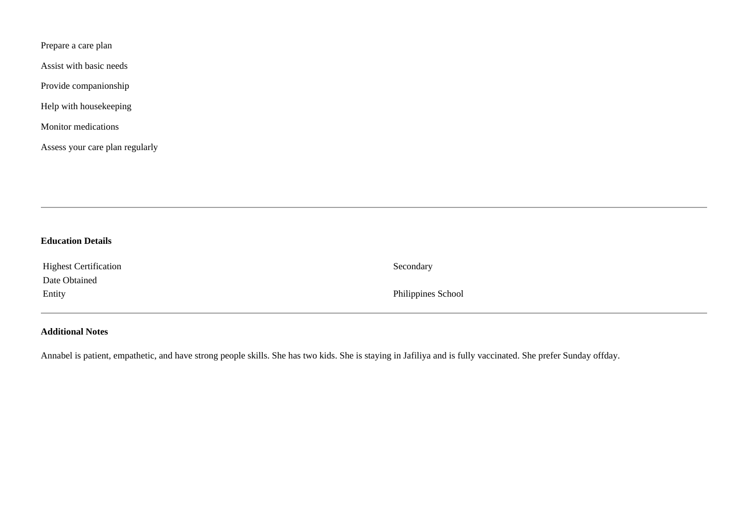Prepare a care plan

Assist with basic needs

Provide companionship

Help with housekeeping

Monitor medications

Assess your care plan regularly

---

**Education Details**

| | |
|---|---|
| Highest Certification | Secondary |
| Date Obtained | |
| Entity | Philippines School |

---

**Additional Notes**

Annabel is patient, empathetic, and have strong people skills. She has two kids. She is staying in Jafiliya and is fully vaccinated. She prefer Sunday offday.